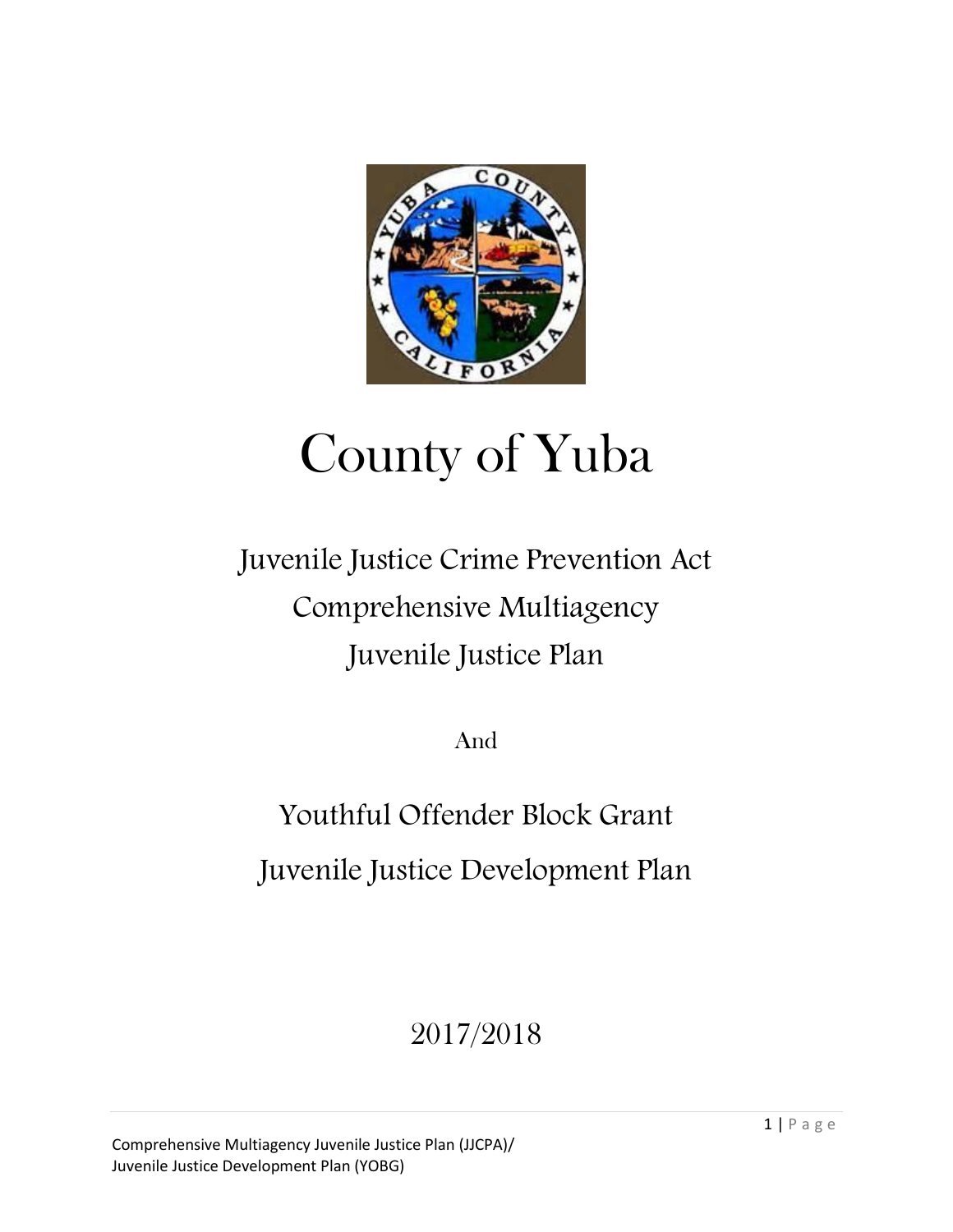# County of Yuba

## Juvenile Justice Crime Prevention Act Comprehensive Multiagency Juvenile Justice Plan

And

## Youthful Offender Block Grant Juvenile Justice Development Plan

2017/2018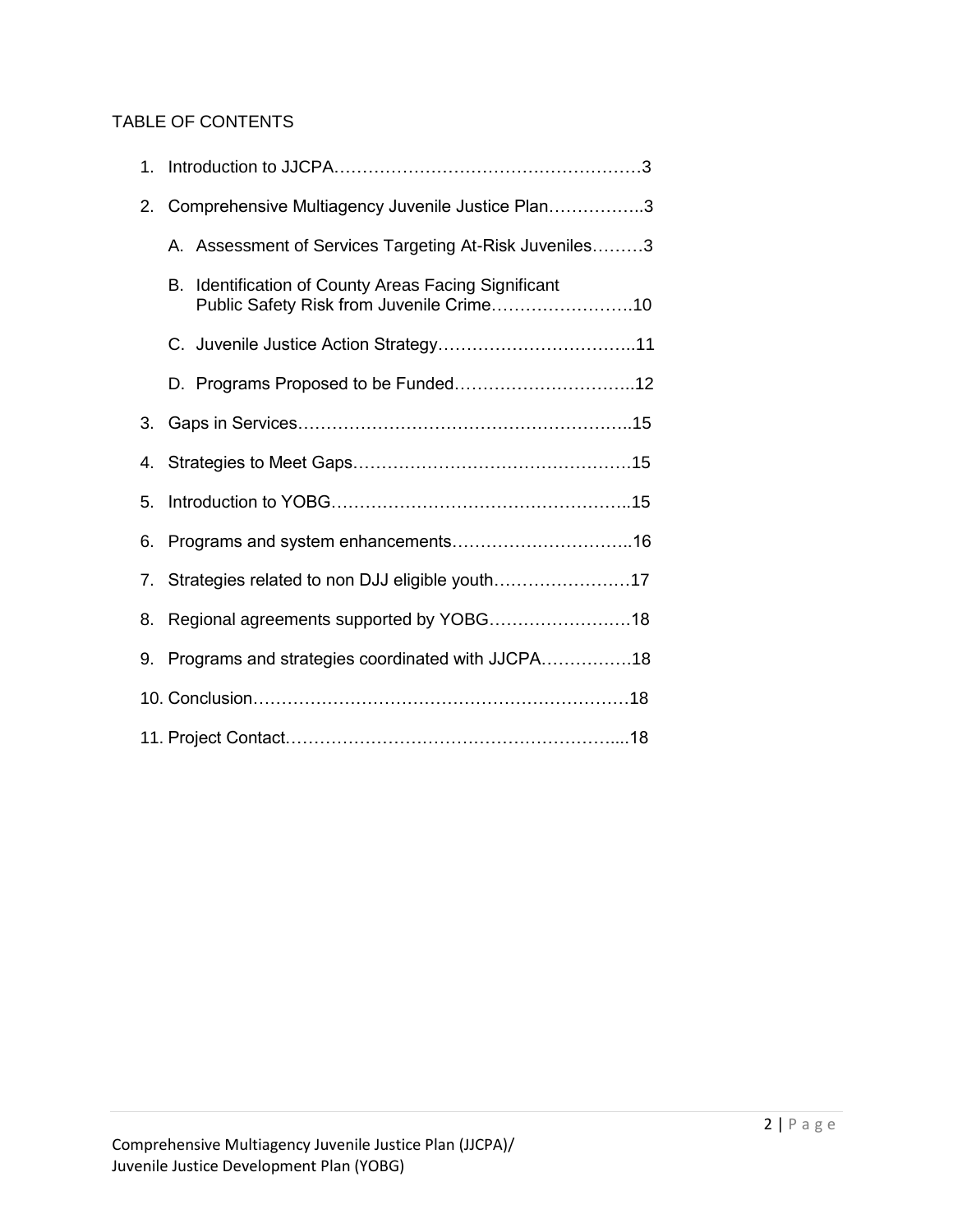## TABLE OF CONTENTS

1. Introduction to JJCPA……………………………………………3
2. Comprehensive Multiagency Juvenile Justice Plan……………..3
   - A. Assessment of Services Targeting At-Risk Juveniles………3
   - B. Identification of County Areas Facing Significant Public Safety Risk from Juvenile Crime…………………….10
   - C. Juvenile Justice Action Strategy……………………………..11
   - D. Programs Proposed to be Funded…………………………..12
3. Gaps in Services……………………………………………….15
4. Strategies to Meet Gaps………………………………………….15
5. Introduction to YOBG……………………………………………..15
6. Programs and system enhancements…………………………..16
7. Strategies related to non DJJ eligible youth……………………17
8. Regional agreements supported by YOBG…………………….18
9. Programs and strategies coordinated with JJCPA…………….18
10. Conclusion………………………………………………………18
11. Project Contact…………………………………………………...18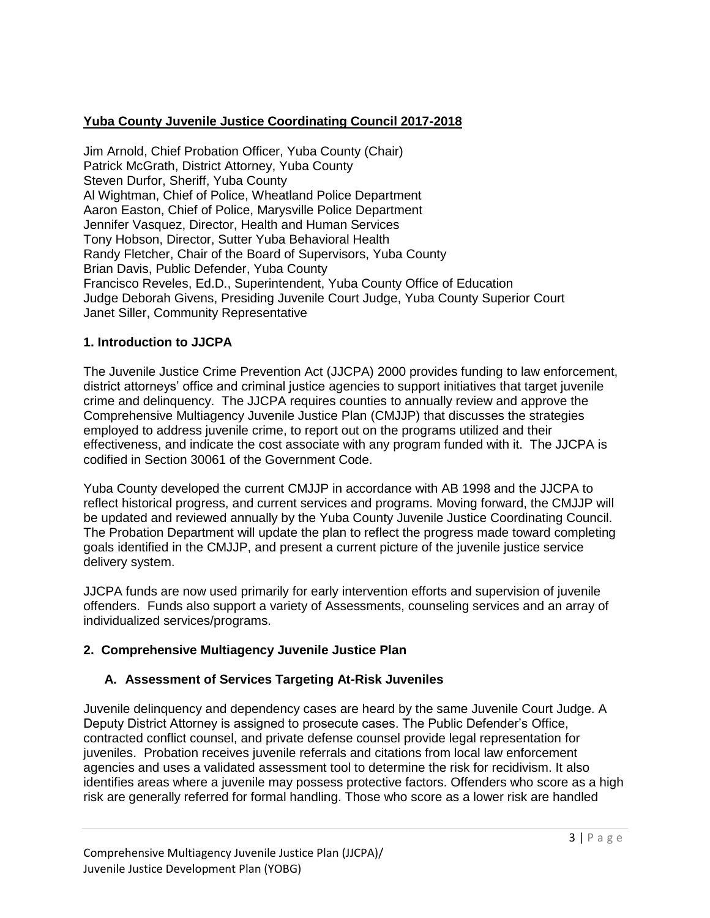**Yuba County Juvenile Justice Coordinating Council 2017-2018**

Jim Arnold, Chief Probation Officer, Yuba County (Chair)
Patrick McGrath, District Attorney, Yuba County
Steven Durfor, Sheriff, Yuba County
Al Wightman, Chief of Police, Wheatland Police Department
Aaron Easton, Chief of Police, Marysville Police Department
Jennifer Vasquez, Director, Health and Human Services
Tony Hobson, Director, Sutter Yuba Behavioral Health
Randy Fletcher, Chair of the Board of Supervisors, Yuba County
Brian Davis, Public Defender, Yuba County
Francisco Reveles, Ed.D., Superintendent, Yuba County Office of Education
Judge Deborah Givens, Presiding Juvenile Court Judge, Yuba County Superior Court
Janet Siller, Community Representative

## 1. Introduction to JJCPA

The Juvenile Justice Crime Prevention Act (JJCPA) 2000 provides funding to law enforcement, district attorneys' office and criminal justice agencies to support initiatives that target juvenile crime and delinquency. The JJCPA requires counties to annually review and approve the Comprehensive Multiagency Juvenile Justice Plan (CMJJP) that discusses the strategies employed to address juvenile crime, to report out on the programs utilized and their effectiveness, and indicate the cost associate with any program funded with it. The JJCPA is codified in Section 30061 of the Government Code.

Yuba County developed the current CMJJP in accordance with AB 1998 and the JJCPA to reflect historical progress, and current services and programs. Moving forward, the CMJJP will be updated and reviewed annually by the Yuba County Juvenile Justice Coordinating Council. The Probation Department will update the plan to reflect the progress made toward completing goals identified in the CMJJP, and present a current picture of the juvenile justice service delivery system.

JJCPA funds are now used primarily for early intervention efforts and supervision of juvenile offenders. Funds also support a variety of Assessments, counseling services and an array of individualized services/programs.

## 2. Comprehensive Multiagency Juvenile Justice Plan

### A. Assessment of Services Targeting At-Risk Juveniles

Juvenile delinquency and dependency cases are heard by the same Juvenile Court Judge. A Deputy District Attorney is assigned to prosecute cases. The Public Defender's Office, contracted conflict counsel, and private defense counsel provide legal representation for juveniles. Probation receives juvenile referrals and citations from local law enforcement agencies and uses a validated assessment tool to determine the risk for recidivism. It also identifies areas where a juvenile may possess protective factors. Offenders who score as a high risk are generally referred for formal handling. Those who score as a lower risk are handled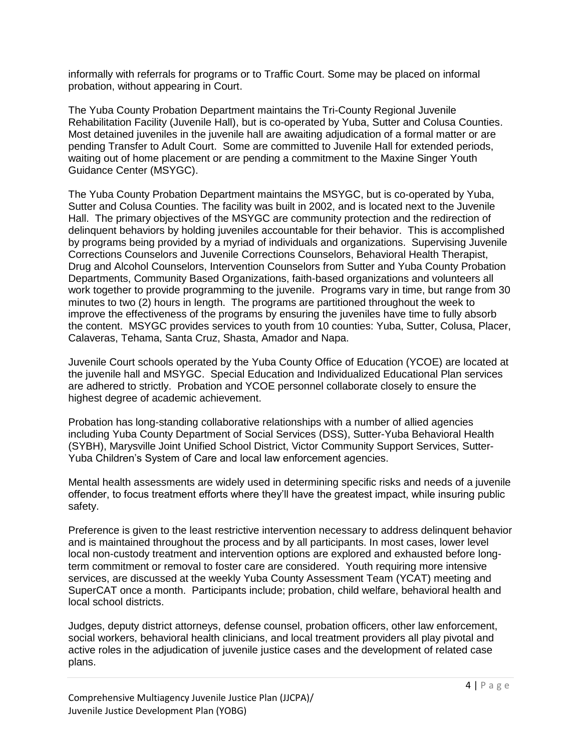informally with referrals for programs or to Traffic Court. Some may be placed on informal probation, without appearing in Court.

The Yuba County Probation Department maintains the Tri-County Regional Juvenile Rehabilitation Facility (Juvenile Hall), but is co-operated by Yuba, Sutter and Colusa Counties. Most detained juveniles in the juvenile hall are awaiting adjudication of a formal matter or are pending Transfer to Adult Court. Some are committed to Juvenile Hall for extended periods, waiting out of home placement or are pending a commitment to the Maxine Singer Youth Guidance Center (MSYGC).

The Yuba County Probation Department maintains the MSYGC, but is co-operated by Yuba, Sutter and Colusa Counties. The facility was built in 2002, and is located next to the Juvenile Hall. The primary objectives of the MSYGC are community protection and the redirection of delinquent behaviors by holding juveniles accountable for their behavior. This is accomplished by programs being provided by a myriad of individuals and organizations. Supervising Juvenile Corrections Counselors and Juvenile Corrections Counselors, Behavioral Health Therapist, Drug and Alcohol Counselors, Intervention Counselors from Sutter and Yuba County Probation Departments, Community Based Organizations, faith-based organizations and volunteers all work together to provide programming to the juvenile. Programs vary in time, but range from 30 minutes to two (2) hours in length. The programs are partitioned throughout the week to improve the effectiveness of the programs by ensuring the juveniles have time to fully absorb the content. MSYGC provides services to youth from 10 counties: Yuba, Sutter, Colusa, Placer, Calaveras, Tehama, Santa Cruz, Shasta, Amador and Napa.

Juvenile Court schools operated by the Yuba County Office of Education (YCOE) are located at the juvenile hall and MSYGC. Special Education and Individualized Educational Plan services are adhered to strictly. Probation and YCOE personnel collaborate closely to ensure the highest degree of academic achievement.

Probation has long-standing collaborative relationships with a number of allied agencies including Yuba County Department of Social Services (DSS), Sutter-Yuba Behavioral Health (SYBH), Marysville Joint Unified School District, Victor Community Support Services, Sutter-Yuba Children's System of Care and local law enforcement agencies.

Mental health assessments are widely used in determining specific risks and needs of a juvenile offender, to focus treatment efforts where they'll have the greatest impact, while insuring public safety.

Preference is given to the least restrictive intervention necessary to address delinquent behavior and is maintained throughout the process and by all participants. In most cases, lower level local non-custody treatment and intervention options are explored and exhausted before long-term commitment or removal to foster care are considered. Youth requiring more intensive services, are discussed at the weekly Yuba County Assessment Team (YCAT) meeting and SuperCAT once a month. Participants include; probation, child welfare, behavioral health and local school districts.

Judges, deputy district attorneys, defense counsel, probation officers, other law enforcement, social workers, behavioral health clinicians, and local treatment providers all play pivotal and active roles in the adjudication of juvenile justice cases and the development of related case plans.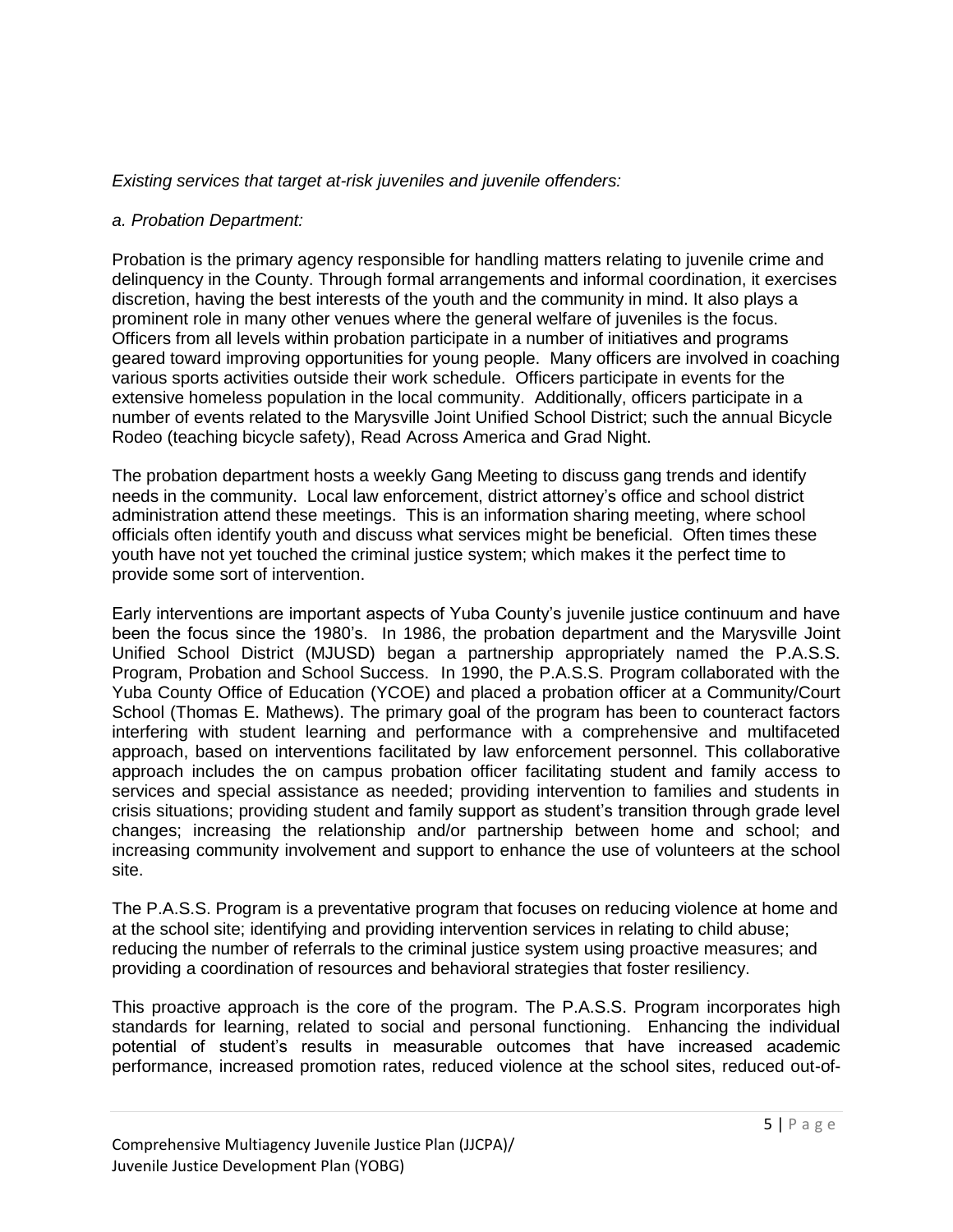*Existing services that target at-risk juveniles and juvenile offenders:*

*a. Probation Department:*

Probation is the primary agency responsible for handling matters relating to juvenile crime and delinquency in the County. Through formal arrangements and informal coordination, it exercises discretion, having the best interests of the youth and the community in mind. It also plays a prominent role in many other venues where the general welfare of juveniles is the focus. Officers from all levels within probation participate in a number of initiatives and programs geared toward improving opportunities for young people. Many officers are involved in coaching various sports activities outside their work schedule. Officers participate in events for the extensive homeless population in the local community. Additionally, officers participate in a number of events related to the Marysville Joint Unified School District; such the annual Bicycle Rodeo (teaching bicycle safety), Read Across America and Grad Night.

The probation department hosts a weekly Gang Meeting to discuss gang trends and identify needs in the community. Local law enforcement, district attorney's office and school district administration attend these meetings. This is an information sharing meeting, where school officials often identify youth and discuss what services might be beneficial. Often times these youth have not yet touched the criminal justice system; which makes it the perfect time to provide some sort of intervention.

Early interventions are important aspects of Yuba County's juvenile justice continuum and have been the focus since the 1980's. In 1986, the probation department and the Marysville Joint Unified School District (MJUSD) began a partnership appropriately named the P.A.S.S. Program, Probation and School Success. In 1990, the P.A.S.S. Program collaborated with the Yuba County Office of Education (YCOE) and placed a probation officer at a Community/Court School (Thomas E. Mathews). The primary goal of the program has been to counteract factors interfering with student learning and performance with a comprehensive and multifaceted approach, based on interventions facilitated by law enforcement personnel. This collaborative approach includes the on campus probation officer facilitating student and family access to services and special assistance as needed; providing intervention to families and students in crisis situations; providing student and family support as student's transition through grade level changes; increasing the relationship and/or partnership between home and school; and increasing community involvement and support to enhance the use of volunteers at the school site.

The P.A.S.S. Program is a preventative program that focuses on reducing violence at home and at the school site; identifying and providing intervention services in relating to child abuse; reducing the number of referrals to the criminal justice system using proactive measures; and providing a coordination of resources and behavioral strategies that foster resiliency.

This proactive approach is the core of the program. The P.A.S.S. Program incorporates high standards for learning, related to social and personal functioning. Enhancing the individual potential of student's results in measurable outcomes that have increased academic performance, increased promotion rates, reduced violence at the school sites, reduced out-of-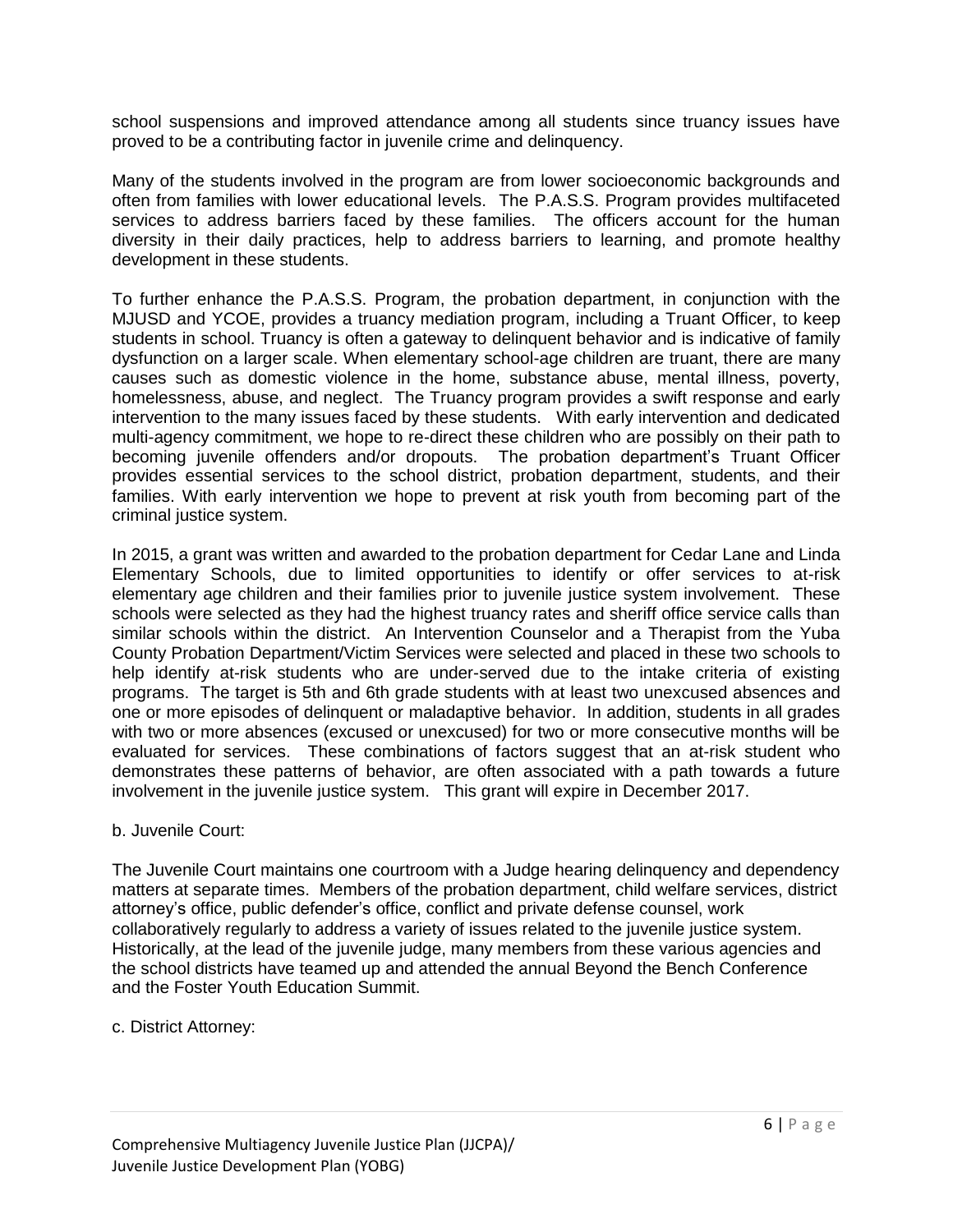school suspensions and improved attendance among all students since truancy issues have proved to be a contributing factor in juvenile crime and delinquency.

Many of the students involved in the program are from lower socioeconomic backgrounds and often from families with lower educational levels. The P.A.S.S. Program provides multifaceted services to address barriers faced by these families. The officers account for the human diversity in their daily practices, help to address barriers to learning, and promote healthy development in these students.

To further enhance the P.A.S.S. Program, the probation department, in conjunction with the MJUSD and YCOE, provides a truancy mediation program, including a Truant Officer, to keep students in school. Truancy is often a gateway to delinquent behavior and is indicative of family dysfunction on a larger scale. When elementary school-age children are truant, there are many causes such as domestic violence in the home, substance abuse, mental illness, poverty, homelessness, abuse, and neglect. The Truancy program provides a swift response and early intervention to the many issues faced by these students. With early intervention and dedicated multi-agency commitment, we hope to re-direct these children who are possibly on their path to becoming juvenile offenders and/or dropouts. The probation department's Truant Officer provides essential services to the school district, probation department, students, and their families. With early intervention we hope to prevent at risk youth from becoming part of the criminal justice system.

In 2015, a grant was written and awarded to the probation department for Cedar Lane and Linda Elementary Schools, due to limited opportunities to identify or offer services to at-risk elementary age children and their families prior to juvenile justice system involvement. These schools were selected as they had the highest truancy rates and sheriff office service calls than similar schools within the district. An Intervention Counselor and a Therapist from the Yuba County Probation Department/Victim Services were selected and placed in these two schools to help identify at-risk students who are under-served due to the intake criteria of existing programs. The target is 5th and 6th grade students with at least two unexcused absences and one or more episodes of delinquent or maladaptive behavior. In addition, students in all grades with two or more absences (excused or unexcused) for two or more consecutive months will be evaluated for services. These combinations of factors suggest that an at-risk student who demonstrates these patterns of behavior, are often associated with a path towards a future involvement in the juvenile justice system. This grant will expire in December 2017.

b. Juvenile Court:

The Juvenile Court maintains one courtroom with a Judge hearing delinquency and dependency matters at separate times. Members of the probation department, child welfare services, district attorney's office, public defender's office, conflict and private defense counsel, work collaboratively regularly to address a variety of issues related to the juvenile justice system. Historically, at the lead of the juvenile judge, many members from these various agencies and the school districts have teamed up and attended the annual Beyond the Bench Conference and the Foster Youth Education Summit.

c. District Attorney: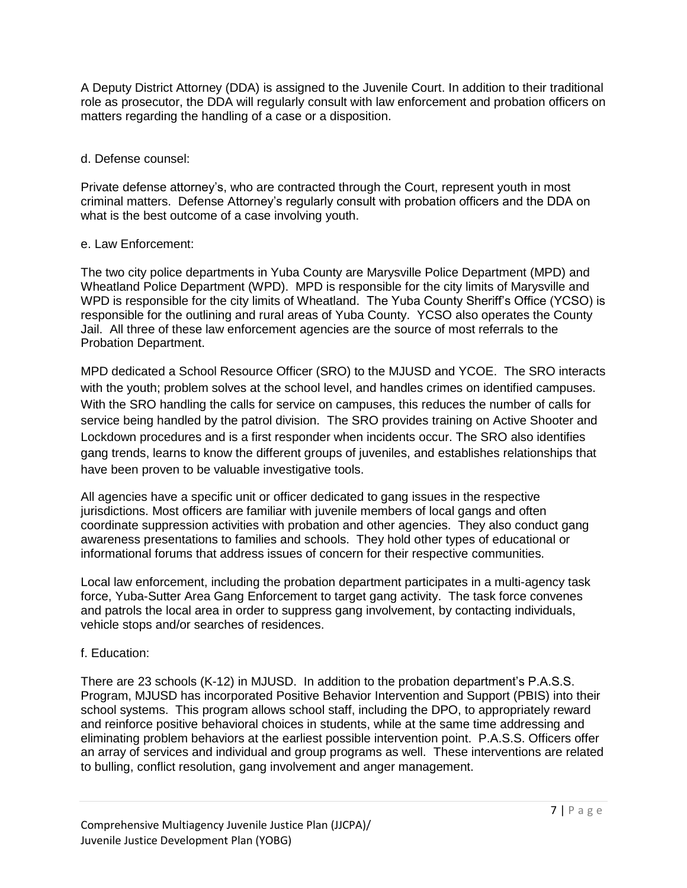A Deputy District Attorney (DDA) is assigned to the Juvenile Court. In addition to their traditional role as prosecutor, the DDA will regularly consult with law enforcement and probation officers on matters regarding the handling of a case or a disposition.

d. Defense counsel:

Private defense attorney's, who are contracted through the Court, represent youth in most criminal matters. Defense Attorney's regularly consult with probation officers and the DDA on what is the best outcome of a case involving youth.

e. Law Enforcement:

The two city police departments in Yuba County are Marysville Police Department (MPD) and Wheatland Police Department (WPD). MPD is responsible for the city limits of Marysville and WPD is responsible for the city limits of Wheatland. The Yuba County Sheriff's Office (YCSO) is responsible for the outlining and rural areas of Yuba County. YCSO also operates the County Jail. All three of these law enforcement agencies are the source of most referrals to the Probation Department.

MPD dedicated a School Resource Officer (SRO) to the MJUSD and YCOE. The SRO interacts with the youth; problem solves at the school level, and handles crimes on identified campuses. With the SRO handling the calls for service on campuses, this reduces the number of calls for service being handled by the patrol division. The SRO provides training on Active Shooter and Lockdown procedures and is a first responder when incidents occur. The SRO also identifies gang trends, learns to know the different groups of juveniles, and establishes relationships that have been proven to be valuable investigative tools.

All agencies have a specific unit or officer dedicated to gang issues in the respective jurisdictions. Most officers are familiar with juvenile members of local gangs and often coordinate suppression activities with probation and other agencies. They also conduct gang awareness presentations to families and schools. They hold other types of educational or informational forums that address issues of concern for their respective communities.

Local law enforcement, including the probation department participates in a multi-agency task force, Yuba-Sutter Area Gang Enforcement to target gang activity. The task force convenes and patrols the local area in order to suppress gang involvement, by contacting individuals, vehicle stops and/or searches of residences.

f. Education:

There are 23 schools (K-12) in MJUSD. In addition to the probation department's P.A.S.S. Program, MJUSD has incorporated Positive Behavior Intervention and Support (PBIS) into their school systems. This program allows school staff, including the DPO, to appropriately reward and reinforce positive behavioral choices in students, while at the same time addressing and eliminating problem behaviors at the earliest possible intervention point. P.A.S.S. Officers offer an array of services and individual and group programs as well. These interventions are related to bulling, conflict resolution, gang involvement and anger management.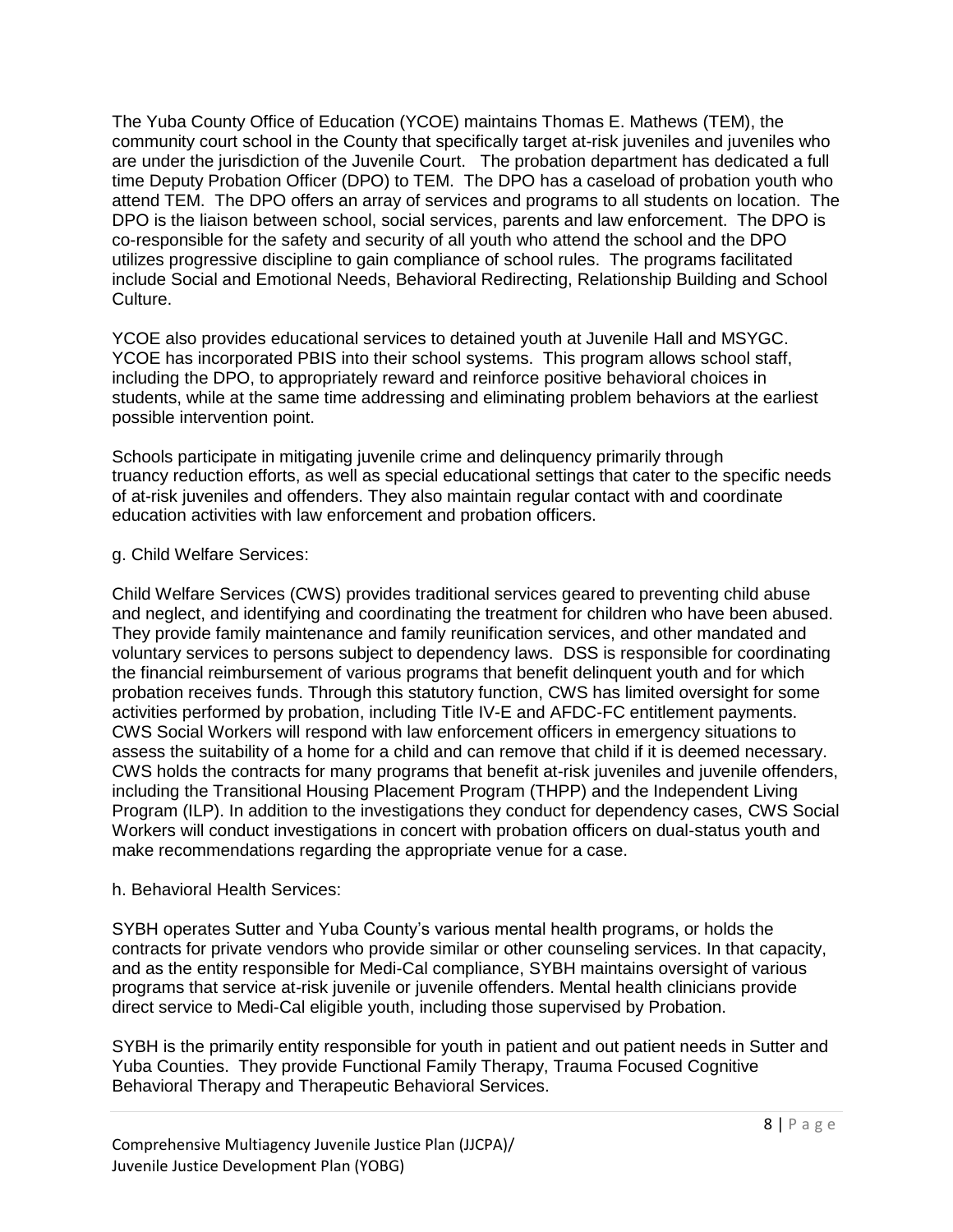The Yuba County Office of Education (YCOE) maintains Thomas E. Mathews (TEM), the community court school in the County that specifically target at-risk juveniles and juveniles who are under the jurisdiction of the Juvenile Court. The probation department has dedicated a full time Deputy Probation Officer (DPO) to TEM. The DPO has a caseload of probation youth who attend TEM. The DPO offers an array of services and programs to all students on location. The DPO is the liaison between school, social services, parents and law enforcement. The DPO is co-responsible for the safety and security of all youth who attend the school and the DPO utilizes progressive discipline to gain compliance of school rules. The programs facilitated include Social and Emotional Needs, Behavioral Redirecting, Relationship Building and School Culture.

YCOE also provides educational services to detained youth at Juvenile Hall and MSYGC. YCOE has incorporated PBIS into their school systems. This program allows school staff, including the DPO, to appropriately reward and reinforce positive behavioral choices in students, while at the same time addressing and eliminating problem behaviors at the earliest possible intervention point.

Schools participate in mitigating juvenile crime and delinquency primarily through truancy reduction efforts, as well as special educational settings that cater to the specific needs of at-risk juveniles and offenders. They also maintain regular contact with and coordinate education activities with law enforcement and probation officers.

g. Child Welfare Services:

Child Welfare Services (CWS) provides traditional services geared to preventing child abuse and neglect, and identifying and coordinating the treatment for children who have been abused. They provide family maintenance and family reunification services, and other mandated and voluntary services to persons subject to dependency laws. DSS is responsible for coordinating the financial reimbursement of various programs that benefit delinquent youth and for which probation receives funds. Through this statutory function, CWS has limited oversight for some activities performed by probation, including Title IV-E and AFDC-FC entitlement payments. CWS Social Workers will respond with law enforcement officers in emergency situations to assess the suitability of a home for a child and can remove that child if it is deemed necessary. CWS holds the contracts for many programs that benefit at-risk juveniles and juvenile offenders, including the Transitional Housing Placement Program (THPP) and the Independent Living Program (ILP). In addition to the investigations they conduct for dependency cases, CWS Social Workers will conduct investigations in concert with probation officers on dual-status youth and make recommendations regarding the appropriate venue for a case.

h. Behavioral Health Services:

SYBH operates Sutter and Yuba County's various mental health programs, or holds the contracts for private vendors who provide similar or other counseling services. In that capacity, and as the entity responsible for Medi-Cal compliance, SYBH maintains oversight of various programs that service at-risk juvenile or juvenile offenders. Mental health clinicians provide direct service to Medi-Cal eligible youth, including those supervised by Probation.

SYBH is the primarily entity responsible for youth in patient and out patient needs in Sutter and Yuba Counties. They provide Functional Family Therapy, Trauma Focused Cognitive Behavioral Therapy and Therapeutic Behavioral Services.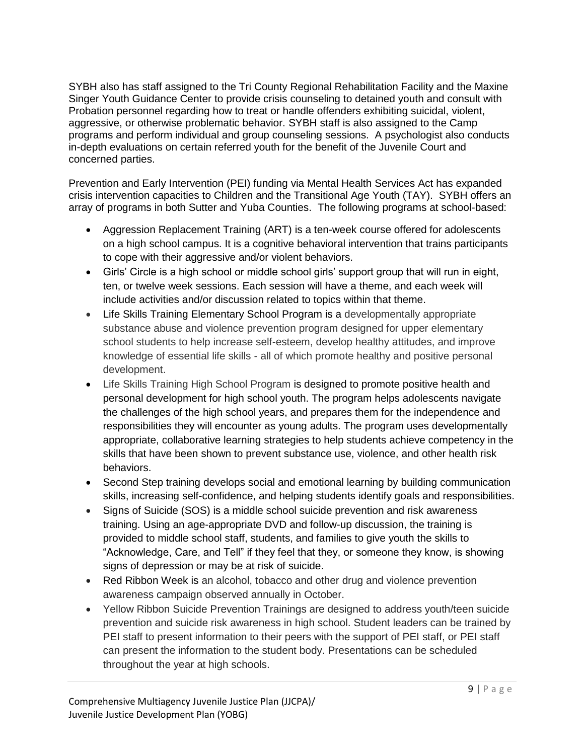SYBH also has staff assigned to the Tri County Regional Rehabilitation Facility and the Maxine Singer Youth Guidance Center to provide crisis counseling to detained youth and consult with Probation personnel regarding how to treat or handle offenders exhibiting suicidal, violent, aggressive, or otherwise problematic behavior. SYBH staff is also assigned to the Camp programs and perform individual and group counseling sessions. A psychologist also conducts in-depth evaluations on certain referred youth for the benefit of the Juvenile Court and concerned parties.

Prevention and Early Intervention (PEI) funding via Mental Health Services Act has expanded crisis intervention capacities to Children and the Transitional Age Youth (TAY). SYBH offers an array of programs in both Sutter and Yuba Counties. The following programs at school-based:

- Aggression Replacement Training (ART) is a ten-week course offered for adolescents on a high school campus. It is a cognitive behavioral intervention that trains participants to cope with their aggressive and/or violent behaviors.
- Girls' Circle is a high school or middle school girls' support group that will run in eight, ten, or twelve week sessions. Each session will have a theme, and each week will include activities and/or discussion related to topics within that theme.
- Life Skills Training Elementary School Program is a developmentally appropriate substance abuse and violence prevention program designed for upper elementary school students to help increase self-esteem, develop healthy attitudes, and improve knowledge of essential life skills - all of which promote healthy and positive personal development.
- Life Skills Training High School Program is designed to promote positive health and personal development for high school youth. The program helps adolescents navigate the challenges of the high school years, and prepares them for the independence and responsibilities they will encounter as young adults. The program uses developmentally appropriate, collaborative learning strategies to help students achieve competency in the skills that have been shown to prevent substance use, violence, and other health risk behaviors.
- Second Step training develops social and emotional learning by building communication skills, increasing self-confidence, and helping students identify goals and responsibilities.
- Signs of Suicide (SOS) is a middle school suicide prevention and risk awareness training. Using an age-appropriate DVD and follow-up discussion, the training is provided to middle school staff, students, and families to give youth the skills to "Acknowledge, Care, and Tell" if they feel that they, or someone they know, is showing signs of depression or may be at risk of suicide.
- Red Ribbon Week is an alcohol, tobacco and other drug and violence prevention awareness campaign observed annually in October.
- Yellow Ribbon Suicide Prevention Trainings are designed to address youth/teen suicide prevention and suicide risk awareness in high school. Student leaders can be trained by PEI staff to present information to their peers with the support of PEI staff, or PEI staff can present the information to the student body. Presentations can be scheduled throughout the year at high schools.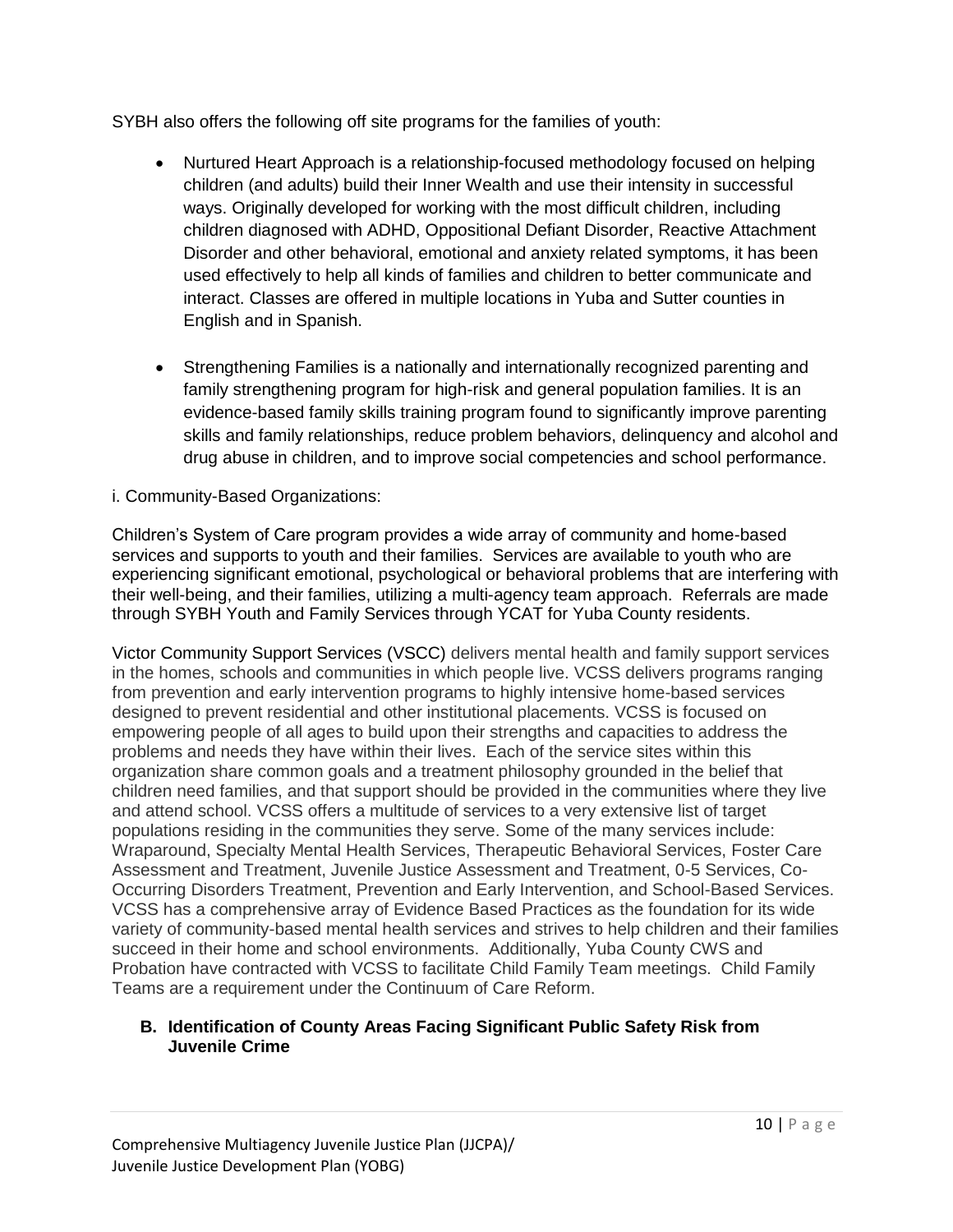SYBH also offers the following off site programs for the families of youth:

- Nurtured Heart Approach is a relationship-focused methodology focused on helping children (and adults) build their Inner Wealth and use their intensity in successful ways. Originally developed for working with the most difficult children, including children diagnosed with ADHD, Oppositional Defiant Disorder, Reactive Attachment Disorder and other behavioral, emotional and anxiety related symptoms, it has been used effectively to help all kinds of families and children to better communicate and interact. Classes are offered in multiple locations in Yuba and Sutter counties in English and in Spanish.

- Strengthening Families is a nationally and internationally recognized parenting and family strengthening program for high-risk and general population families. It is an evidence-based family skills training program found to significantly improve parenting skills and family relationships, reduce problem behaviors, delinquency and alcohol and drug abuse in children, and to improve social competencies and school performance.

i. Community-Based Organizations:

Children's System of Care program provides a wide array of community and home-based services and supports to youth and their families. Services are available to youth who are experiencing significant emotional, psychological or behavioral problems that are interfering with their well-being, and their families, utilizing a multi-agency team approach. Referrals are made through SYBH Youth and Family Services through YCAT for Yuba County residents.

Victor Community Support Services (VSCC) delivers mental health and family support services in the homes, schools and communities in which people live. VCSS delivers programs ranging from prevention and early intervention programs to highly intensive home-based services designed to prevent residential and other institutional placements. VCSS is focused on empowering people of all ages to build upon their strengths and capacities to address the problems and needs they have within their lives. Each of the service sites within this organization share common goals and a treatment philosophy grounded in the belief that children need families, and that support should be provided in the communities where they live and attend school. VCSS offers a multitude of services to a very extensive list of target populations residing in the communities they serve. Some of the many services include: Wraparound, Specialty Mental Health Services, Therapeutic Behavioral Services, Foster Care Assessment and Treatment, Juvenile Justice Assessment and Treatment, 0-5 Services, Co-Occurring Disorders Treatment, Prevention and Early Intervention, and School-Based Services. VCSS has a comprehensive array of Evidence Based Practices as the foundation for its wide variety of community-based mental health services and strives to help children and their families succeed in their home and school environments. Additionally, Yuba County CWS and Probation have contracted with VCSS to facilitate Child Family Team meetings. Child Family Teams are a requirement under the Continuum of Care Reform.

### B. Identification of County Areas Facing Significant Public Safety Risk from Juvenile Crime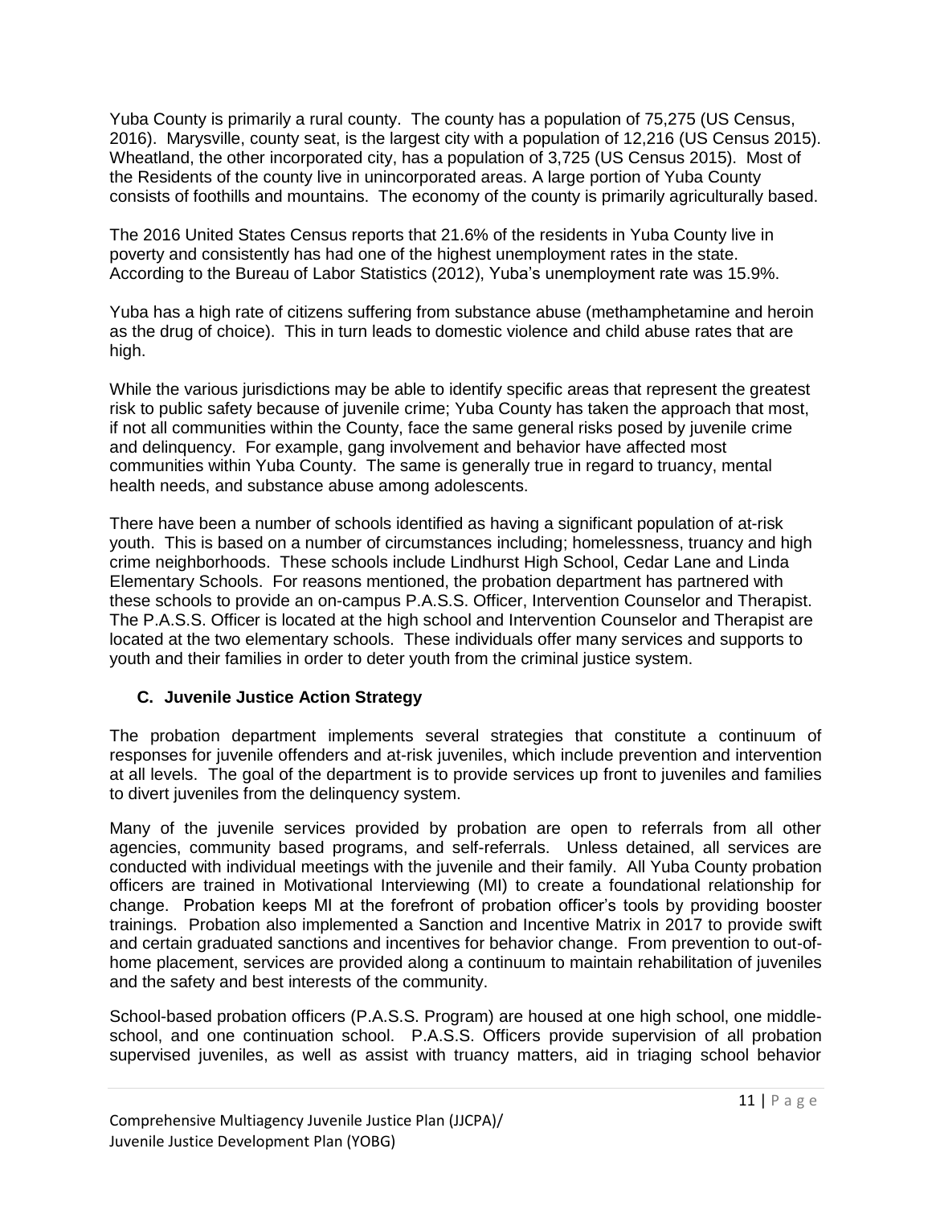Yuba County is primarily a rural county. The county has a population of 75,275 (US Census, 2016). Marysville, county seat, is the largest city with a population of 12,216 (US Census 2015). Wheatland, the other incorporated city, has a population of 3,725 (US Census 2015). Most of the Residents of the county live in unincorporated areas. A large portion of Yuba County consists of foothills and mountains. The economy of the county is primarily agriculturally based.

The 2016 United States Census reports that 21.6% of the residents in Yuba County live in poverty and consistently has had one of the highest unemployment rates in the state. According to the Bureau of Labor Statistics (2012), Yuba's unemployment rate was 15.9%.

Yuba has a high rate of citizens suffering from substance abuse (methamphetamine and heroin as the drug of choice). This in turn leads to domestic violence and child abuse rates that are high.

While the various jurisdictions may be able to identify specific areas that represent the greatest risk to public safety because of juvenile crime; Yuba County has taken the approach that most, if not all communities within the County, face the same general risks posed by juvenile crime and delinquency. For example, gang involvement and behavior have affected most communities within Yuba County. The same is generally true in regard to truancy, mental health needs, and substance abuse among adolescents.

There have been a number of schools identified as having a significant population of at-risk youth. This is based on a number of circumstances including; homelessness, truancy and high crime neighborhoods. These schools include Lindhurst High School, Cedar Lane and Linda Elementary Schools. For reasons mentioned, the probation department has partnered with these schools to provide an on-campus P.A.S.S. Officer, Intervention Counselor and Therapist. The P.A.S.S. Officer is located at the high school and Intervention Counselor and Therapist are located at the two elementary schools. These individuals offer many services and supports to youth and their families in order to deter youth from the criminal justice system.

### C. Juvenile Justice Action Strategy

The probation department implements several strategies that constitute a continuum of responses for juvenile offenders and at-risk juveniles, which include prevention and intervention at all levels. The goal of the department is to provide services up front to juveniles and families to divert juveniles from the delinquency system.

Many of the juvenile services provided by probation are open to referrals from all other agencies, community based programs, and self-referrals. Unless detained, all services are conducted with individual meetings with the juvenile and their family. All Yuba County probation officers are trained in Motivational Interviewing (MI) to create a foundational relationship for change. Probation keeps MI at the forefront of probation officer's tools by providing booster trainings. Probation also implemented a Sanction and Incentive Matrix in 2017 to provide swift and certain graduated sanctions and incentives for behavior change. From prevention to out-of-home placement, services are provided along a continuum to maintain rehabilitation of juveniles and the safety and best interests of the community.

School-based probation officers (P.A.S.S. Program) are housed at one high school, one middle-school, and one continuation school. P.A.S.S. Officers provide supervision of all probation supervised juveniles, as well as assist with truancy matters, aid in triaging school behavior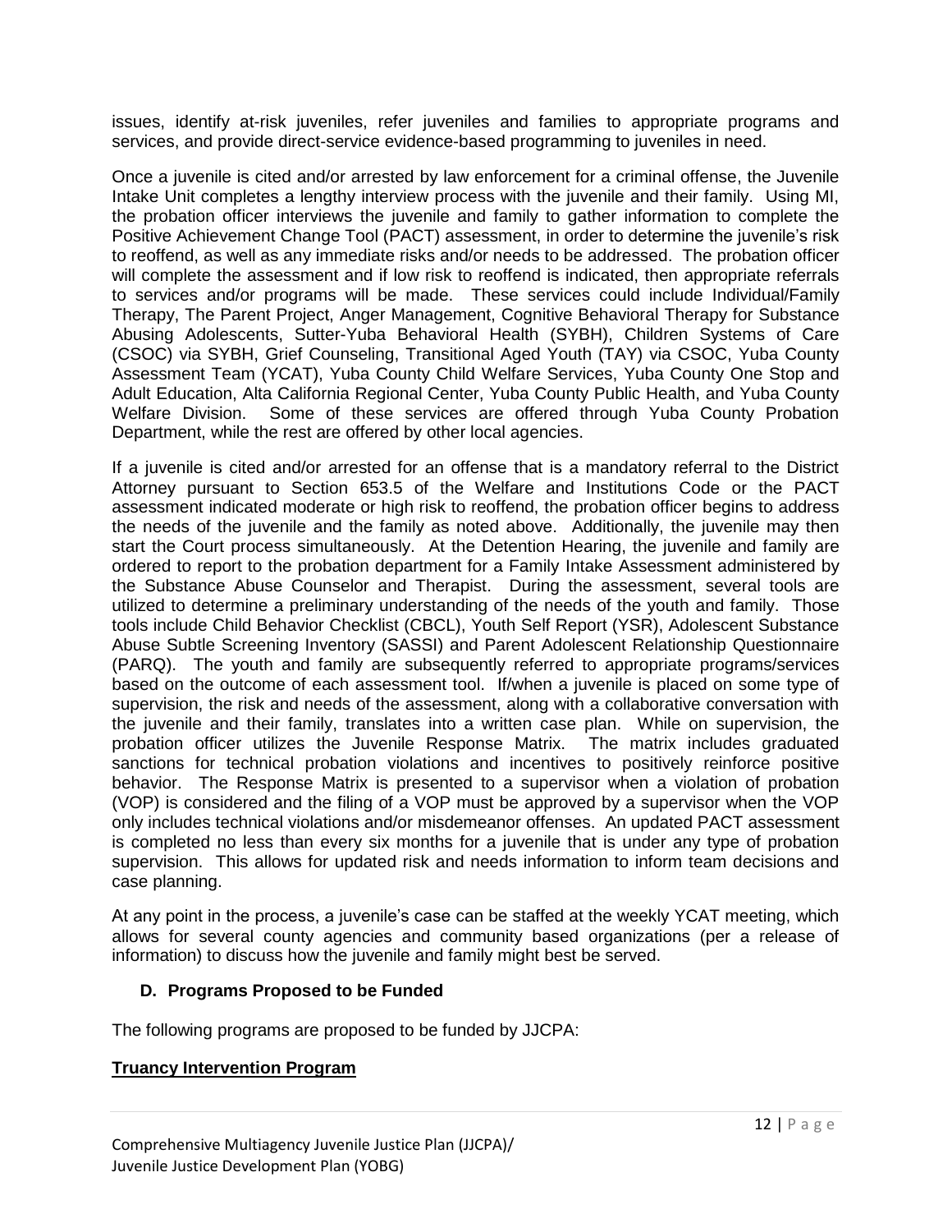issues, identify at-risk juveniles, refer juveniles and families to appropriate programs and services, and provide direct-service evidence-based programming to juveniles in need.

Once a juvenile is cited and/or arrested by law enforcement for a criminal offense, the Juvenile Intake Unit completes a lengthy interview process with the juvenile and their family. Using MI, the probation officer interviews the juvenile and family to gather information to complete the Positive Achievement Change Tool (PACT) assessment, in order to determine the juvenile's risk to reoffend, as well as any immediate risks and/or needs to be addressed. The probation officer will complete the assessment and if low risk to reoffend is indicated, then appropriate referrals to services and/or programs will be made. These services could include Individual/Family Therapy, The Parent Project, Anger Management, Cognitive Behavioral Therapy for Substance Abusing Adolescents, Sutter-Yuba Behavioral Health (SYBH), Children Systems of Care (CSOC) via SYBH, Grief Counseling, Transitional Aged Youth (TAY) via CSOC, Yuba County Assessment Team (YCAT), Yuba County Child Welfare Services, Yuba County One Stop and Adult Education, Alta California Regional Center, Yuba County Public Health, and Yuba County Welfare Division. Some of these services are offered through Yuba County Probation Department, while the rest are offered by other local agencies.

If a juvenile is cited and/or arrested for an offense that is a mandatory referral to the District Attorney pursuant to Section 653.5 of the Welfare and Institutions Code or the PACT assessment indicated moderate or high risk to reoffend, the probation officer begins to address the needs of the juvenile and the family as noted above. Additionally, the juvenile may then start the Court process simultaneously. At the Detention Hearing, the juvenile and family are ordered to report to the probation department for a Family Intake Assessment administered by the Substance Abuse Counselor and Therapist. During the assessment, several tools are utilized to determine a preliminary understanding of the needs of the youth and family. Those tools include Child Behavior Checklist (CBCL), Youth Self Report (YSR), Adolescent Substance Abuse Subtle Screening Inventory (SASSI) and Parent Adolescent Relationship Questionnaire (PARQ). The youth and family are subsequently referred to appropriate programs/services based on the outcome of each assessment tool. If/when a juvenile is placed on some type of supervision, the risk and needs of the assessment, along with a collaborative conversation with the juvenile and their family, translates into a written case plan. While on supervision, the probation officer utilizes the Juvenile Response Matrix. The matrix includes graduated sanctions for technical probation violations and incentives to positively reinforce positive behavior. The Response Matrix is presented to a supervisor when a violation of probation (VOP) is considered and the filing of a VOP must be approved by a supervisor when the VOP only includes technical violations and/or misdemeanor offenses. An updated PACT assessment is completed no less than every six months for a juvenile that is under any type of probation supervision. This allows for updated risk and needs information to inform team decisions and case planning.

At any point in the process, a juvenile's case can be staffed at the weekly YCAT meeting, which allows for several county agencies and community based organizations (per a release of information) to discuss how the juvenile and family might best be served.

### D. Programs Proposed to be Funded

The following programs are proposed to be funded by JJCPA:

**Truancy Intervention Program**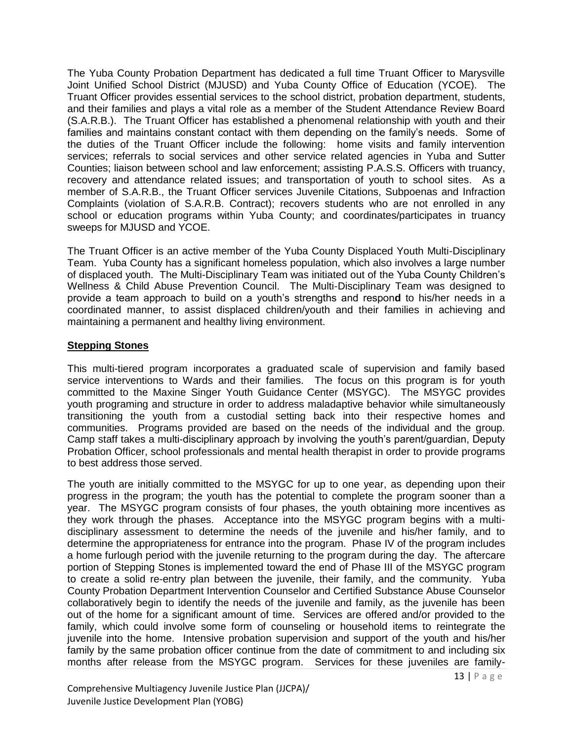The Yuba County Probation Department has dedicated a full time Truant Officer to Marysville Joint Unified School District (MJUSD) and Yuba County Office of Education (YCOE). The Truant Officer provides essential services to the school district, probation department, students, and their families and plays a vital role as a member of the Student Attendance Review Board (S.A.R.B.). The Truant Officer has established a phenomenal relationship with youth and their families and maintains constant contact with them depending on the family's needs. Some of the duties of the Truant Officer include the following: home visits and family intervention services; referrals to social services and other service related agencies in Yuba and Sutter Counties; liaison between school and law enforcement; assisting P.A.S.S. Officers with truancy, recovery and attendance related issues; and transportation of youth to school sites. As a member of S.A.R.B., the Truant Officer services Juvenile Citations, Subpoenas and Infraction Complaints (violation of S.A.R.B. Contract); recovers students who are not enrolled in any school or education programs within Yuba County; and coordinates/participates in truancy sweeps for MJUSD and YCOE.

The Truant Officer is an active member of the Yuba County Displaced Youth Multi-Disciplinary Team. Yuba County has a significant homeless population, which also involves a large number of displaced youth. The Multi-Disciplinary Team was initiated out of the Yuba County Children's Wellness & Child Abuse Prevention Council. The Multi-Disciplinary Team was designed to provide a team approach to build on a youth's strengths and respon**d** to his/her needs in a coordinated manner, to assist displaced children/youth and their families in achieving and maintaining a permanent and healthy living environment.

## Stepping Stones

This multi-tiered program incorporates a graduated scale of supervision and family based service interventions to Wards and their families. The focus on this program is for youth committed to the Maxine Singer Youth Guidance Center (MSYGC). The MSYGC provides youth programing and structure in order to address maladaptive behavior while simultaneously transitioning the youth from a custodial setting back into their respective homes and communities. Programs provided are based on the needs of the individual and the group. Camp staff takes a multi-disciplinary approach by involving the youth's parent/guardian, Deputy Probation Officer, school professionals and mental health therapist in order to provide programs to best address those served.

The youth are initially committed to the MSYGC for up to one year, as depending upon their progress in the program; the youth has the potential to complete the program sooner than a year. The MSYGC program consists of four phases, the youth obtaining more incentives as they work through the phases. Acceptance into the MSYGC program begins with a multi-disciplinary assessment to determine the needs of the juvenile and his/her family, and to determine the appropriateness for entrance into the program. Phase IV of the program includes a home furlough period with the juvenile returning to the program during the day. The aftercare portion of Stepping Stones is implemented toward the end of Phase III of the MSYGC program to create a solid re-entry plan between the juvenile, their family, and the community. Yuba County Probation Department Intervention Counselor and Certified Substance Abuse Counselor collaboratively begin to identify the needs of the juvenile and family, as the juvenile has been out of the home for a significant amount of time. Services are offered and/or provided to the family, which could involve some form of counseling or household items to reintegrate the juvenile into the home. Intensive probation supervision and support of the youth and his/her family by the same probation officer continue from the date of commitment to and including six months after release from the MSYGC program. Services for these juveniles are family-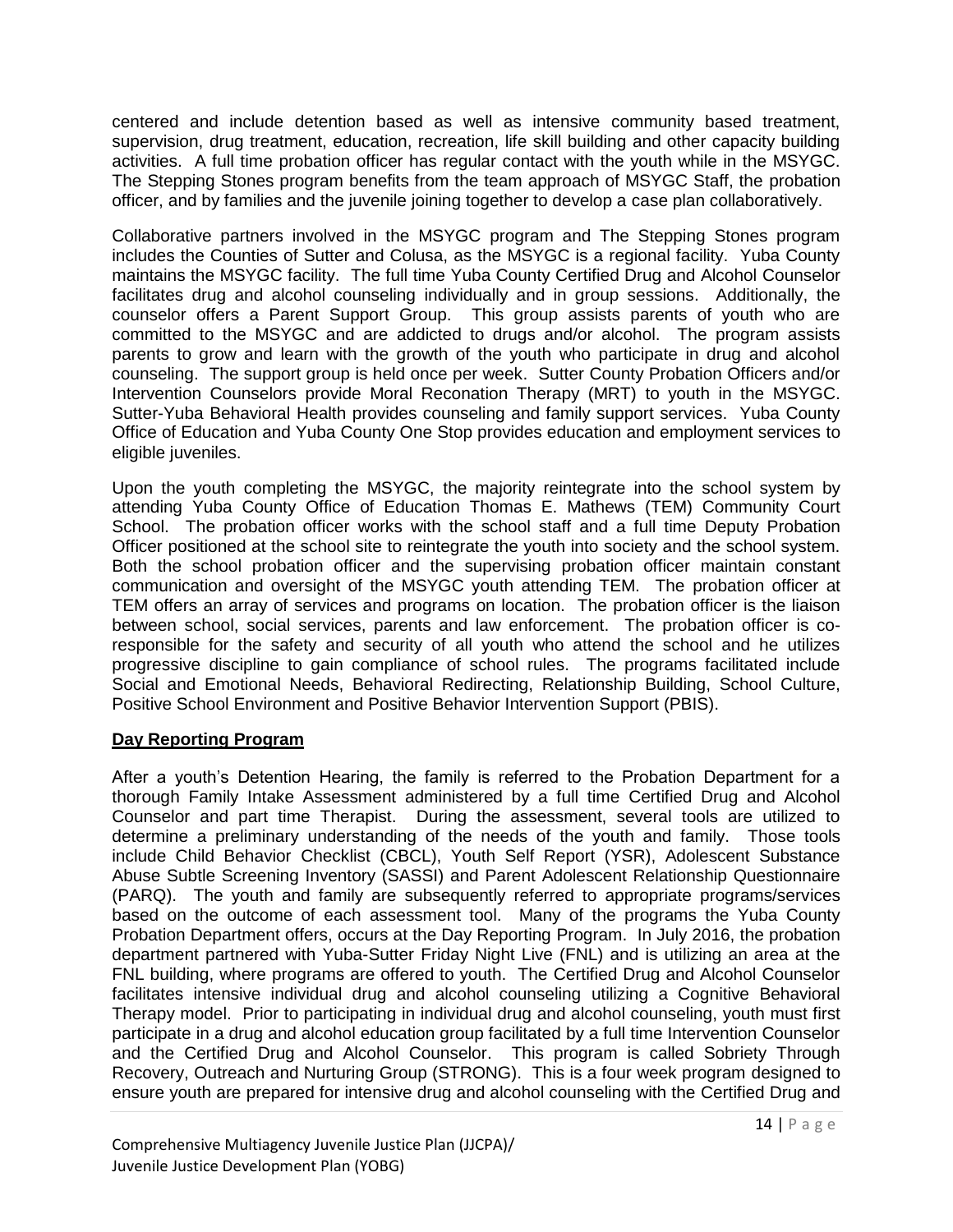centered and include detention based as well as intensive community based treatment, supervision, drug treatment, education, recreation, life skill building and other capacity building activities. A full time probation officer has regular contact with the youth while in the MSYGC. The Stepping Stones program benefits from the team approach of MSYGC Staff, the probation officer, and by families and the juvenile joining together to develop a case plan collaboratively.

Collaborative partners involved in the MSYGC program and The Stepping Stones program includes the Counties of Sutter and Colusa, as the MSYGC is a regional facility. Yuba County maintains the MSYGC facility. The full time Yuba County Certified Drug and Alcohol Counselor facilitates drug and alcohol counseling individually and in group sessions. Additionally, the counselor offers a Parent Support Group. This group assists parents of youth who are committed to the MSYGC and are addicted to drugs and/or alcohol. The program assists parents to grow and learn with the growth of the youth who participate in drug and alcohol counseling. The support group is held once per week. Sutter County Probation Officers and/or Intervention Counselors provide Moral Reconation Therapy (MRT) to youth in the MSYGC. Sutter-Yuba Behavioral Health provides counseling and family support services. Yuba County Office of Education and Yuba County One Stop provides education and employment services to eligible juveniles.

Upon the youth completing the MSYGC, the majority reintegrate into the school system by attending Yuba County Office of Education Thomas E. Mathews (TEM) Community Court School. The probation officer works with the school staff and a full time Deputy Probation Officer positioned at the school site to reintegrate the youth into society and the school system. Both the school probation officer and the supervising probation officer maintain constant communication and oversight of the MSYGC youth attending TEM. The probation officer at TEM offers an array of services and programs on location. The probation officer is the liaison between school, social services, parents and law enforcement. The probation officer is co-responsible for the safety and security of all youth who attend the school and he utilizes progressive discipline to gain compliance of school rules. The programs facilitated include Social and Emotional Needs, Behavioral Redirecting, Relationship Building, School Culture, Positive School Environment and Positive Behavior Intervention Support (PBIS).

## Day Reporting Program

After a youth's Detention Hearing, the family is referred to the Probation Department for a thorough Family Intake Assessment administered by a full time Certified Drug and Alcohol Counselor and part time Therapist. During the assessment, several tools are utilized to determine a preliminary understanding of the needs of the youth and family. Those tools include Child Behavior Checklist (CBCL), Youth Self Report (YSR), Adolescent Substance Abuse Subtle Screening Inventory (SASSI) and Parent Adolescent Relationship Questionnaire (PARQ). The youth and family are subsequently referred to appropriate programs/services based on the outcome of each assessment tool. Many of the programs the Yuba County Probation Department offers, occurs at the Day Reporting Program. In July 2016, the probation department partnered with Yuba-Sutter Friday Night Live (FNL) and is utilizing an area at the FNL building, where programs are offered to youth. The Certified Drug and Alcohol Counselor facilitates intensive individual drug and alcohol counseling utilizing a Cognitive Behavioral Therapy model. Prior to participating in individual drug and alcohol counseling, youth must first participate in a drug and alcohol education group facilitated by a full time Intervention Counselor and the Certified Drug and Alcohol Counselor. This program is called Sobriety Through Recovery, Outreach and Nurturing Group (STRONG). This is a four week program designed to ensure youth are prepared for intensive drug and alcohol counseling with the Certified Drug and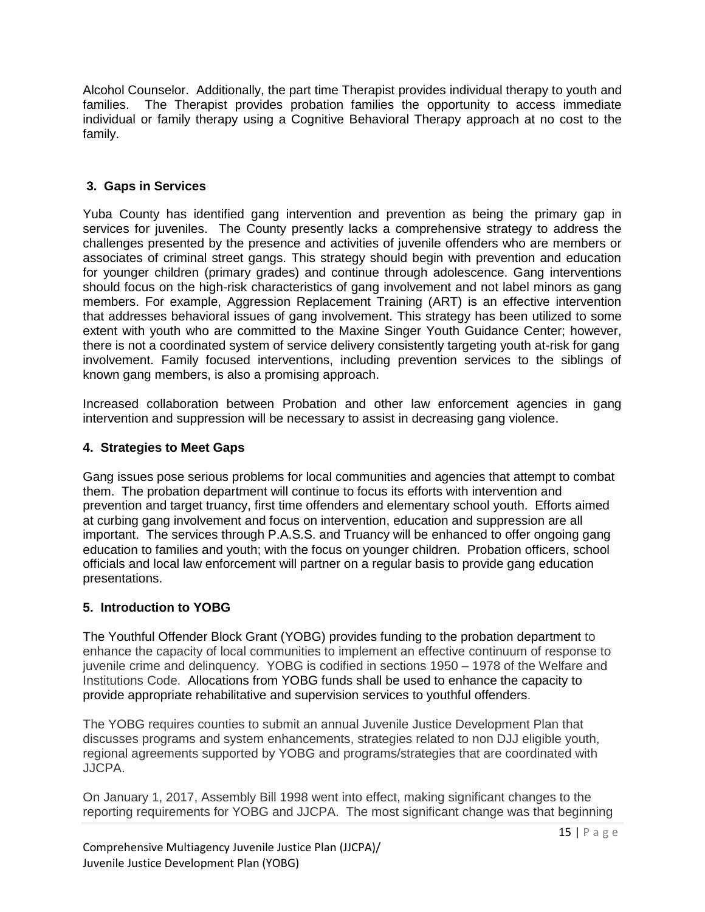Alcohol Counselor. Additionally, the part time Therapist provides individual therapy to youth and families. The Therapist provides probation families the opportunity to access immediate individual or family therapy using a Cognitive Behavioral Therapy approach at no cost to the family.

### 3. Gaps in Services

Yuba County has identified gang intervention and prevention as being the primary gap in services for juveniles. The County presently lacks a comprehensive strategy to address the challenges presented by the presence and activities of juvenile offenders who are members or associates of criminal street gangs. This strategy should begin with prevention and education for younger children (primary grades) and continue through adolescence. Gang interventions should focus on the high-risk characteristics of gang involvement and not label minors as gang members. For example, Aggression Replacement Training (ART) is an effective intervention that addresses behavioral issues of gang involvement. This strategy has been utilized to some extent with youth who are committed to the Maxine Singer Youth Guidance Center; however, there is not a coordinated system of service delivery consistently targeting youth at-risk for gang involvement. Family focused interventions, including prevention services to the siblings of known gang members, is also a promising approach.

Increased collaboration between Probation and other law enforcement agencies in gang intervention and suppression will be necessary to assist in decreasing gang violence.

### 4. Strategies to Meet Gaps

Gang issues pose serious problems for local communities and agencies that attempt to combat them. The probation department will continue to focus its efforts with intervention and prevention and target truancy, first time offenders and elementary school youth. Efforts aimed at curbing gang involvement and focus on intervention, education and suppression are all important. The services through P.A.S.S. and Truancy will be enhanced to offer ongoing gang education to families and youth; with the focus on younger children. Probation officers, school officials and local law enforcement will partner on a regular basis to provide gang education presentations.

### 5. Introduction to YOBG

The Youthful Offender Block Grant (YOBG) provides funding to the probation department to enhance the capacity of local communities to implement an effective continuum of response to juvenile crime and delinquency. YOBG is codified in sections 1950 – 1978 of the Welfare and Institutions Code. Allocations from YOBG funds shall be used to enhance the capacity to provide appropriate rehabilitative and supervision services to youthful offenders.

The YOBG requires counties to submit an annual Juvenile Justice Development Plan that discusses programs and system enhancements, strategies related to non DJJ eligible youth, regional agreements supported by YOBG and programs/strategies that are coordinated with JJCPA.

On January 1, 2017, Assembly Bill 1998 went into effect, making significant changes to the reporting requirements for YOBG and JJCPA. The most significant change was that beginning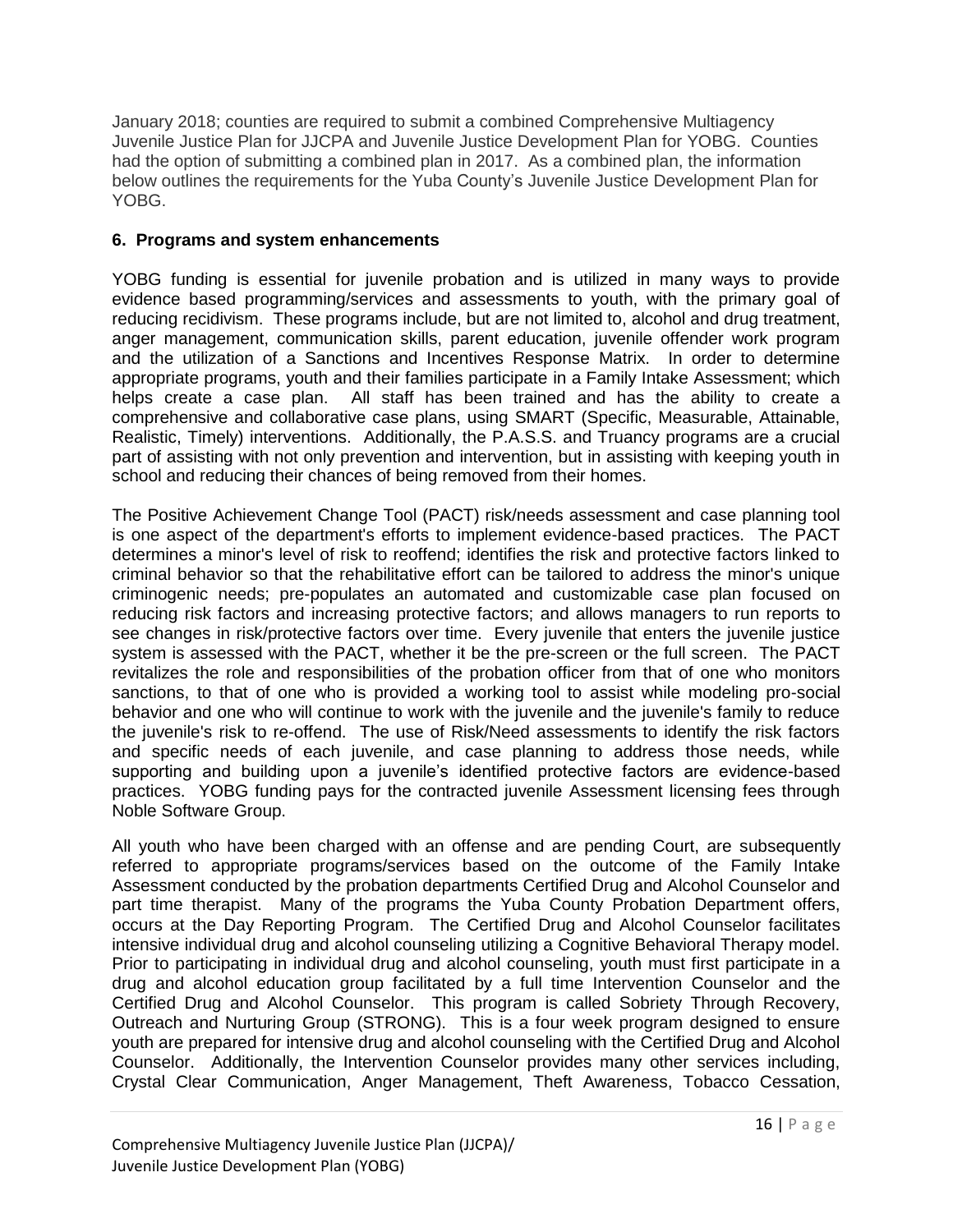January 2018; counties are required to submit a combined Comprehensive Multiagency Juvenile Justice Plan for JJCPA and Juvenile Justice Development Plan for YOBG. Counties had the option of submitting a combined plan in 2017. As a combined plan, the information below outlines the requirements for the Yuba County's Juvenile Justice Development Plan for YOBG.

**6. Programs and system enhancements**

YOBG funding is essential for juvenile probation and is utilized in many ways to provide evidence based programming/services and assessments to youth, with the primary goal of reducing recidivism. These programs include, but are not limited to, alcohol and drug treatment, anger management, communication skills, parent education, juvenile offender work program and the utilization of a Sanctions and Incentives Response Matrix. In order to determine appropriate programs, youth and their families participate in a Family Intake Assessment; which helps create a case plan. All staff has been trained and has the ability to create a comprehensive and collaborative case plans, using SMART (Specific, Measurable, Attainable, Realistic, Timely) interventions. Additionally, the P.A.S.S. and Truancy programs are a crucial part of assisting with not only prevention and intervention, but in assisting with keeping youth in school and reducing their chances of being removed from their homes.

The Positive Achievement Change Tool (PACT) risk/needs assessment and case planning tool is one aspect of the department's efforts to implement evidence-based practices. The PACT determines a minor's level of risk to reoffend; identifies the risk and protective factors linked to criminal behavior so that the rehabilitative effort can be tailored to address the minor's unique criminogenic needs; pre-populates an automated and customizable case plan focused on reducing risk factors and increasing protective factors; and allows managers to run reports to see changes in risk/protective factors over time. Every juvenile that enters the juvenile justice system is assessed with the PACT, whether it be the pre-screen or the full screen. The PACT revitalizes the role and responsibilities of the probation officer from that of one who monitors sanctions, to that of one who is provided a working tool to assist while modeling pro-social behavior and one who will continue to work with the juvenile and the juvenile's family to reduce the juvenile's risk to re-offend. The use of Risk/Need assessments to identify the risk factors and specific needs of each juvenile, and case planning to address those needs, while supporting and building upon a juvenile's identified protective factors are evidence-based practices. YOBG funding pays for the contracted juvenile Assessment licensing fees through Noble Software Group.

All youth who have been charged with an offense and are pending Court, are subsequently referred to appropriate programs/services based on the outcome of the Family Intake Assessment conducted by the probation departments Certified Drug and Alcohol Counselor and part time therapist. Many of the programs the Yuba County Probation Department offers, occurs at the Day Reporting Program. The Certified Drug and Alcohol Counselor facilitates intensive individual drug and alcohol counseling utilizing a Cognitive Behavioral Therapy model. Prior to participating in individual drug and alcohol counseling, youth must first participate in a drug and alcohol education group facilitated by a full time Intervention Counselor and the Certified Drug and Alcohol Counselor. This program is called Sobriety Through Recovery, Outreach and Nurturing Group (STRONG). This is a four week program designed to ensure youth are prepared for intensive drug and alcohol counseling with the Certified Drug and Alcohol Counselor. Additionally, the Intervention Counselor provides many other services including, Crystal Clear Communication, Anger Management, Theft Awareness, Tobacco Cessation,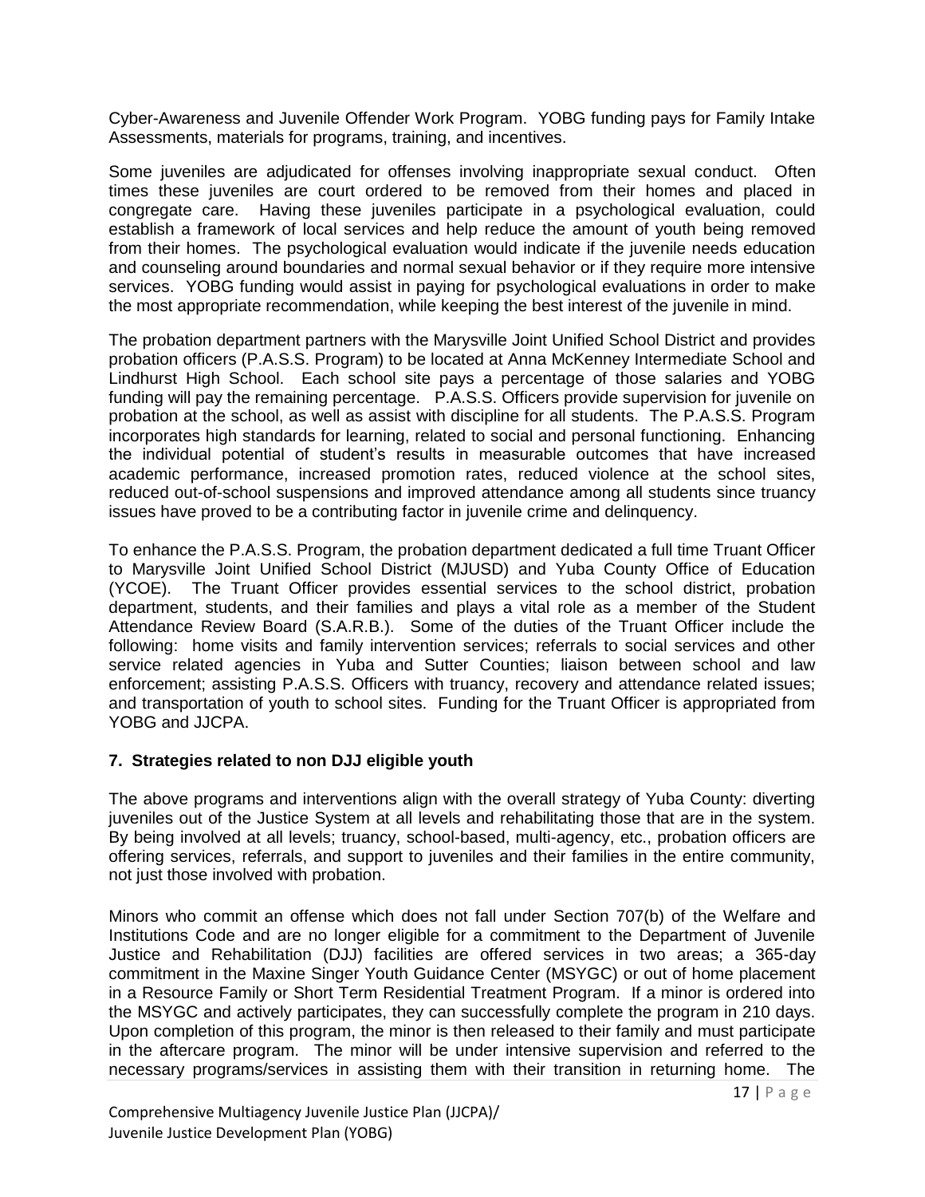Cyber-Awareness and Juvenile Offender Work Program. YOBG funding pays for Family Intake Assessments, materials for programs, training, and incentives.

Some juveniles are adjudicated for offenses involving inappropriate sexual conduct. Often times these juveniles are court ordered to be removed from their homes and placed in congregate care. Having these juveniles participate in a psychological evaluation, could establish a framework of local services and help reduce the amount of youth being removed from their homes. The psychological evaluation would indicate if the juvenile needs education and counseling around boundaries and normal sexual behavior or if they require more intensive services. YOBG funding would assist in paying for psychological evaluations in order to make the most appropriate recommendation, while keeping the best interest of the juvenile in mind.

The probation department partners with the Marysville Joint Unified School District and provides probation officers (P.A.S.S. Program) to be located at Anna McKenney Intermediate School and Lindhurst High School. Each school site pays a percentage of those salaries and YOBG funding will pay the remaining percentage. P.A.S.S. Officers provide supervision for juvenile on probation at the school, as well as assist with discipline for all students. The P.A.S.S. Program incorporates high standards for learning, related to social and personal functioning. Enhancing the individual potential of student's results in measurable outcomes that have increased academic performance, increased promotion rates, reduced violence at the school sites, reduced out-of-school suspensions and improved attendance among all students since truancy issues have proved to be a contributing factor in juvenile crime and delinquency.

To enhance the P.A.S.S. Program, the probation department dedicated a full time Truant Officer to Marysville Joint Unified School District (MJUSD) and Yuba County Office of Education (YCOE). The Truant Officer provides essential services to the school district, probation department, students, and their families and plays a vital role as a member of the Student Attendance Review Board (S.A.R.B.). Some of the duties of the Truant Officer include the following: home visits and family intervention services; referrals to social services and other service related agencies in Yuba and Sutter Counties; liaison between school and law enforcement; assisting P.A.S.S. Officers with truancy, recovery and attendance related issues; and transportation of youth to school sites. Funding for the Truant Officer is appropriated from YOBG and JJCPA.

### 7. Strategies related to non DJJ eligible youth

The above programs and interventions align with the overall strategy of Yuba County: diverting juveniles out of the Justice System at all levels and rehabilitating those that are in the system. By being involved at all levels; truancy, school-based, multi-agency, etc., probation officers are offering services, referrals, and support to juveniles and their families in the entire community, not just those involved with probation.

Minors who commit an offense which does not fall under Section 707(b) of the Welfare and Institutions Code and are no longer eligible for a commitment to the Department of Juvenile Justice and Rehabilitation (DJJ) facilities are offered services in two areas; a 365-day commitment in the Maxine Singer Youth Guidance Center (MSYGC) or out of home placement in a Resource Family or Short Term Residential Treatment Program. If a minor is ordered into the MSYGC and actively participates, they can successfully complete the program in 210 days. Upon completion of this program, the minor is then released to their family and must participate in the aftercare program. The minor will be under intensive supervision and referred to the necessary programs/services in assisting them with their transition in returning home. The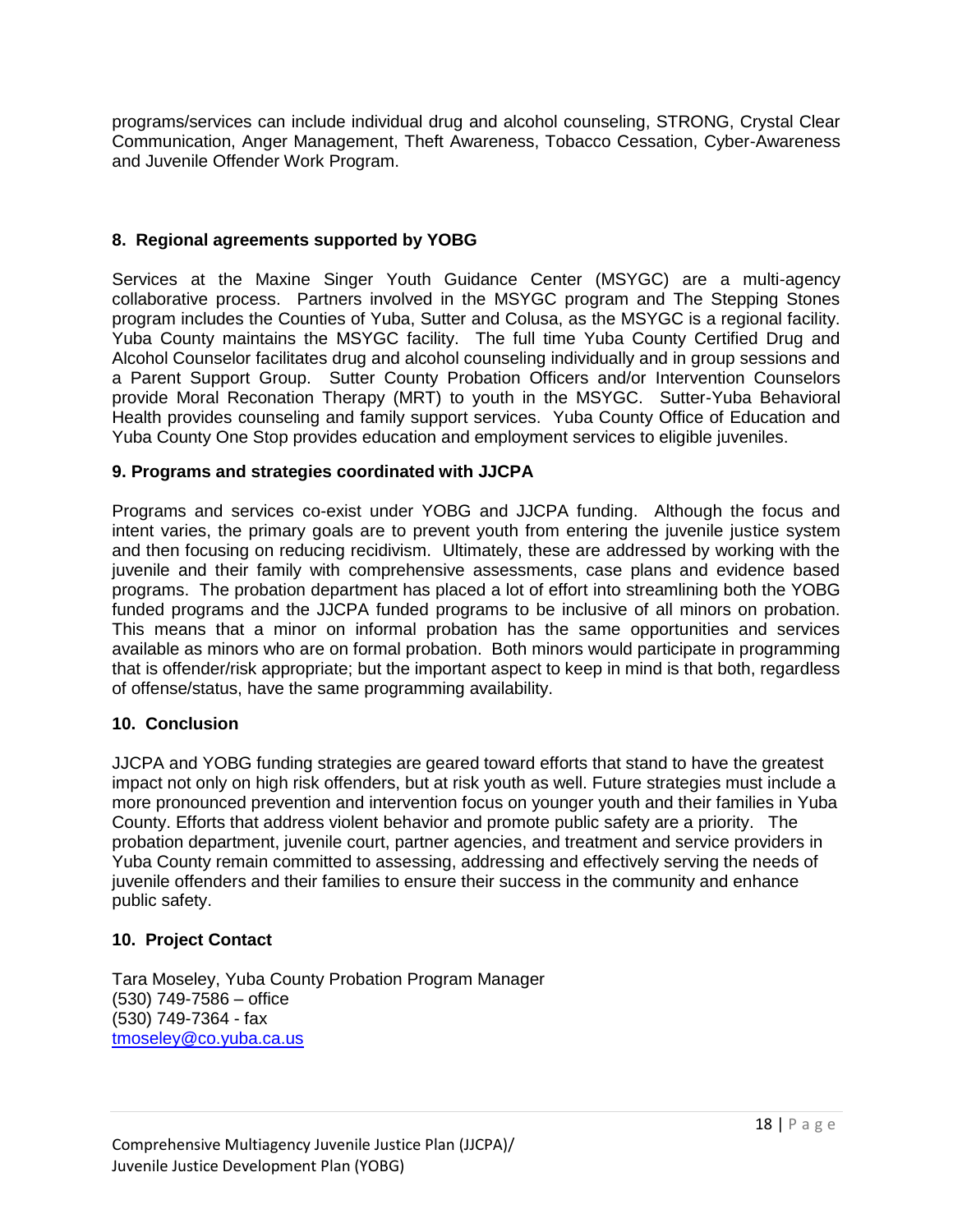programs/services can include individual drug and alcohol counseling, STRONG, Crystal Clear Communication, Anger Management, Theft Awareness, Tobacco Cessation, Cyber-Awareness and Juvenile Offender Work Program.

**8. Regional agreements supported by YOBG**

Services at the Maxine Singer Youth Guidance Center (MSYGC) are a multi-agency collaborative process. Partners involved in the MSYGC program and The Stepping Stones program includes the Counties of Yuba, Sutter and Colusa, as the MSYGC is a regional facility. Yuba County maintains the MSYGC facility. The full time Yuba County Certified Drug and Alcohol Counselor facilitates drug and alcohol counseling individually and in group sessions and a Parent Support Group. Sutter County Probation Officers and/or Intervention Counselors provide Moral Reconation Therapy (MRT) to youth in the MSYGC. Sutter-Yuba Behavioral Health provides counseling and family support services. Yuba County Office of Education and Yuba County One Stop provides education and employment services to eligible juveniles.

**9. Programs and strategies coordinated with JJCPA**

Programs and services co-exist under YOBG and JJCPA funding. Although the focus and intent varies, the primary goals are to prevent youth from entering the juvenile justice system and then focusing on reducing recidivism. Ultimately, these are addressed by working with the juvenile and their family with comprehensive assessments, case plans and evidence based programs. The probation department has placed a lot of effort into streamlining both the YOBG funded programs and the JJCPA funded programs to be inclusive of all minors on probation. This means that a minor on informal probation has the same opportunities and services available as minors who are on formal probation. Both minors would participate in programming that is offender/risk appropriate; but the important aspect to keep in mind is that both, regardless of offense/status, have the same programming availability.

**10. Conclusion**

JJCPA and YOBG funding strategies are geared toward efforts that stand to have the greatest impact not only on high risk offenders, but at risk youth as well. Future strategies must include a more pronounced prevention and intervention focus on younger youth and their families in Yuba County. Efforts that address violent behavior and promote public safety are a priority. The probation department, juvenile court, partner agencies, and treatment and service providers in Yuba County remain committed to assessing, addressing and effectively serving the needs of juvenile offenders and their families to ensure their success in the community and enhance public safety.

**10. Project Contact**

Tara Moseley, Yuba County Probation Program Manager
(530) 749-7586 – office
(530) 749-7364 - fax
tmoseley@co.yuba.ca.us